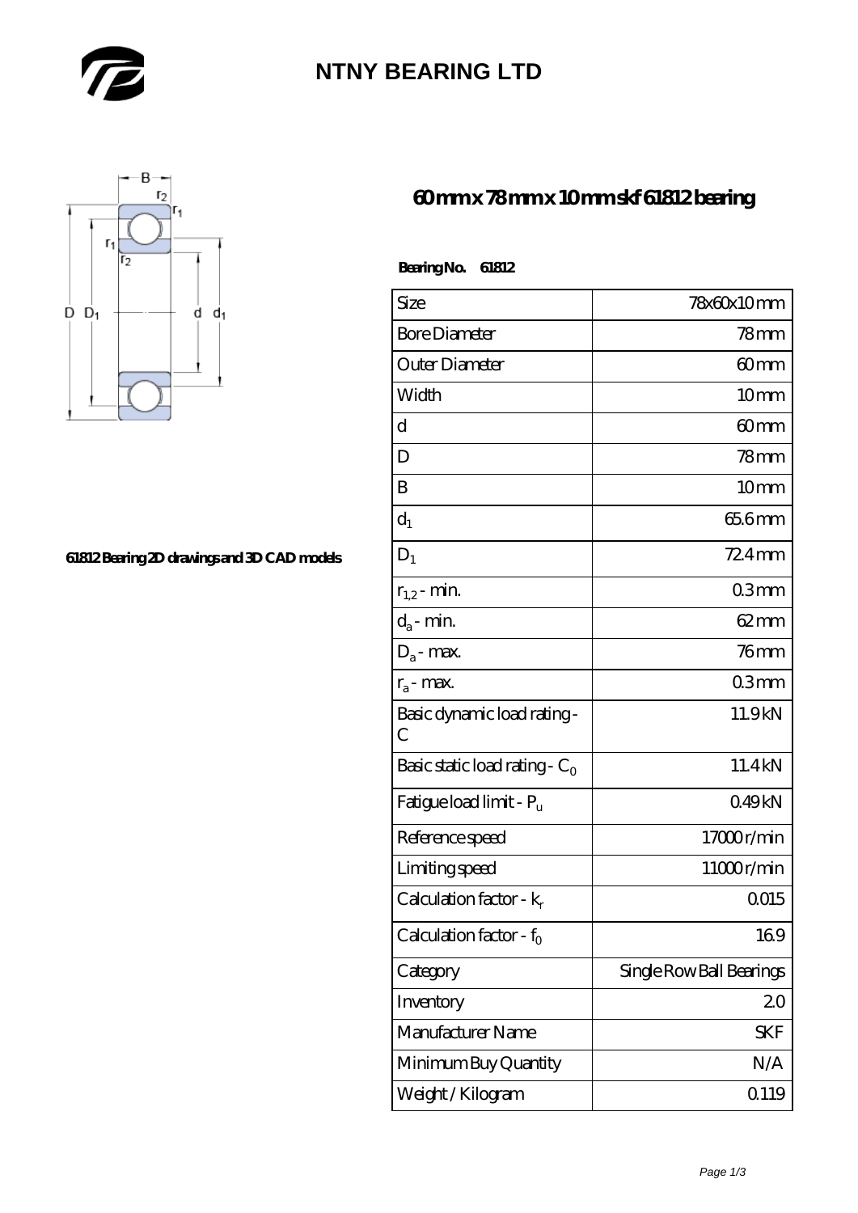# NTNY BEARING LTD

## 60 mm x 78 mm x 10 mm skf 61812 bearing

61812 Bearing 2D drawings and 3D CAD models

**Bearing No. 61812**

| Size | 78x60x10 mm |
|---|---|
| Bore Diameter | 78 mm |
| Outer Diameter | 60 mm |
| Width | 10 mm |
| d | 60 mm |
| D | 78 mm |
| B | 10 mm |
| $d_1$ | 65.6 mm |
| $D_1$ | 72.4 mm |
| $r_{1,2}$ - min. | 0.3 mm |
| $d_a$ - min. | 62 mm |
| $D_a$ - max. | 76 mm |
| $r_a$ - max. | 0.3 mm |
| Basic dynamic load rating - C | 11.9 kN |
| Basic static load rating - $C_0$ | 11.4 kN |
| Fatigue load limit - $P_u$ | 0.49 kN |
| Reference speed | 17000 r/min |
| Limiting speed | 11000 r/min |
| Calculation factor - $k_r$ | 0.015 |
| Calculation factor - $f_0$ | 16.9 |
| Category | Single Row Ball Bearings |
| Inventory | 2.0 |
| Manufacturer Name | SKF |
| Minimum Buy Quantity | N/A |
| Weight / Kilogram | 0.119 |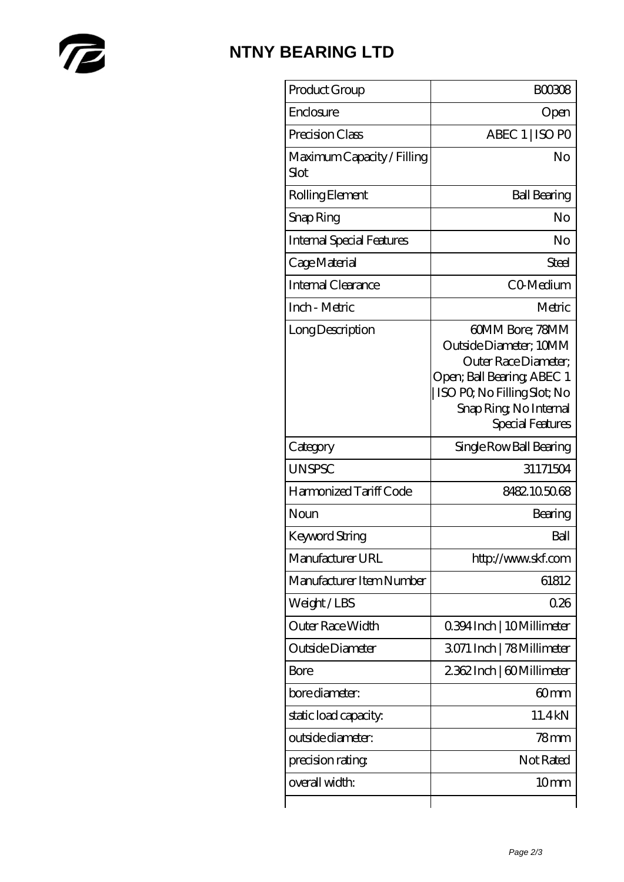# NTNY BEARING LTD

| Product Group | B00308 |
|---|---|
| Enclosure | Open |
| Precision Class | ABEC 1 \| ISO P0 |
| Maximum Capacity / Filling Slot | No |
| Rolling Element | Ball Bearing |
| Snap Ring | No |
| Internal Special Features | No |
| Cage Material | Steel |
| Internal Clearance | C0-Medium |
| Inch - Metric | Metric |
| Long Description | 60MM Bore; 78MM Outside Diameter; 10MM Outer Race Diameter; Open; Ball Bearing; ABEC 1 \| ISO P0; No Filling Slot; No Snap Ring; No Internal Special Features |
| Category | Single Row Ball Bearing |
| UNSPSC | 31171504 |
| Harmonized Tariff Code | 8482.10.50.68 |
| Noun | Bearing |
| Keyword String | Ball |
| Manufacturer URL | http://www.skf.com |
| Manufacturer Item Number | 61812 |
| Weight / LBS | 0.26 |
| Outer Race Width | 0.394 Inch \| 10 Millimeter |
| Outside Diameter | 3.071 Inch \| 78 Millimeter |
| Bore | 2.362 Inch \| 60 Millimeter |
| bore diameter: | 60 mm |
| static load capacity: | 11.4 kN |
| outside diameter: | 78 mm |
| precision rating: | Not Rated |
| overall width: | 10 mm |
| | |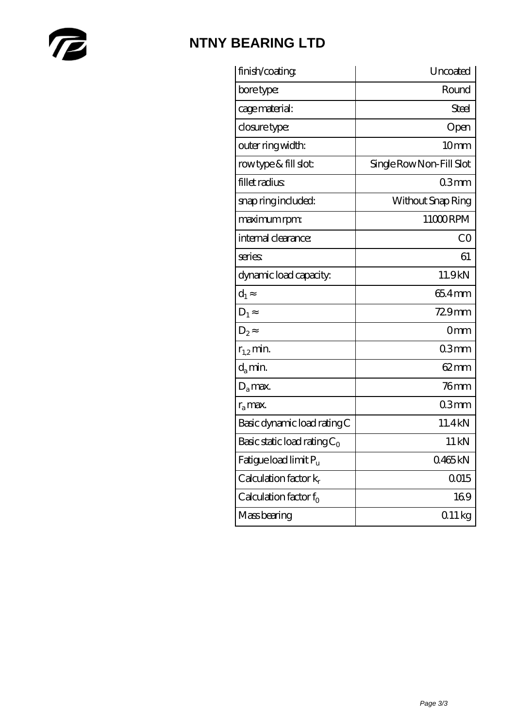# NTNY BEARING LTD

| | |
|---|---|
| finish/coating: | Uncoated |
| bore type: | Round |
| cage material: | Steel |
| closure type: | Open |
| outer ring width: | 10 mm |
| row type & fill slot: | Single Row Non-Fill Slot |
| fillet radius: | 0.3 mm |
| snap ring included: | Without Snap Ring |
| maximum rpm: | 11000 RPM |
| internal clearance: | C0 |
| series: | 61 |
| dynamic load capacity: | 11.9 kN |
| $d_1 \approx$ | 65.4 mm |
| $D_1 \approx$ | 72.9 mm |
| $D_2 \approx$ | 0 mm |
| $r_{1,2}$ min. | 0.3 mm |
| $d_a$ min. | 62 mm |
| $D_a$ max. | 76 mm |
| $r_a$ max. | 0.3 mm |
| Basic dynamic load rating C | 11.4 kN |
| Basic static load rating $C_0$ | 11 kN |
| Fatigue load limit $P_u$ | 0.465 kN |
| Calculation factor $k_r$ | 0.015 |
| Calculation factor $f_0$ | 16.9 |
| Mass bearing | 0.11 kg |